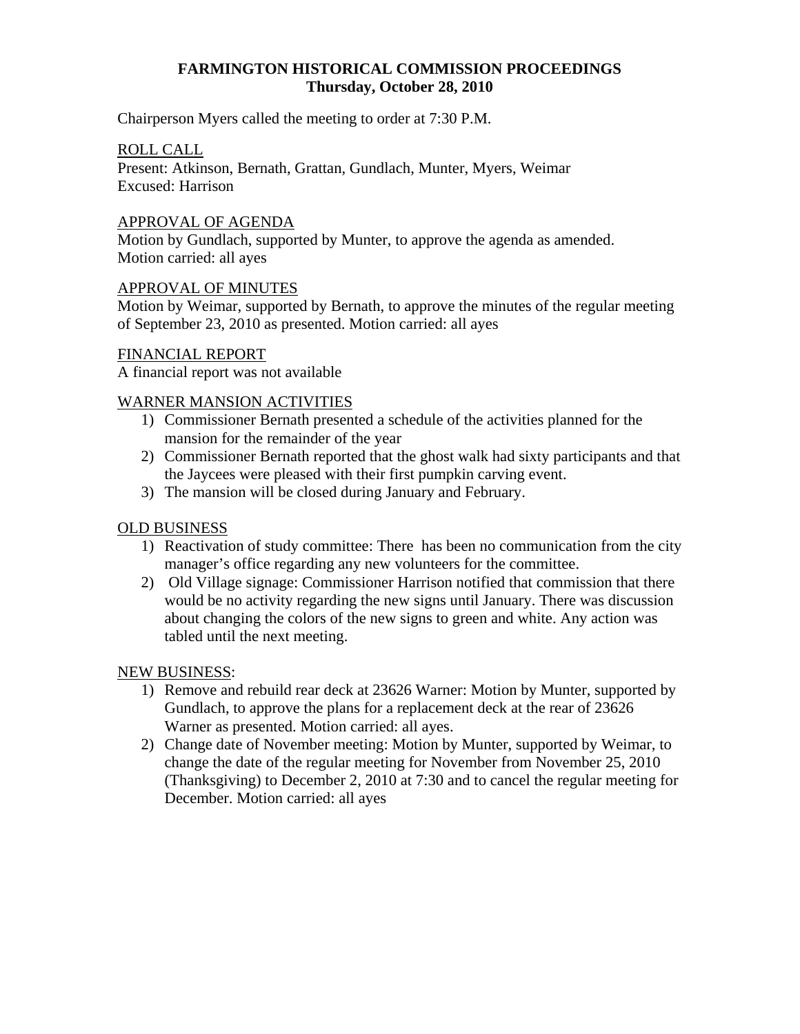# FARMINGTON HISTORICAL COMMISSION PROCEEDINGS
## Thursday, October 28, 2010

Chairperson Myers called the meeting to order at 7:30 P.M.

ROLL CALL
Present: Atkinson, Bernath, Grattan, Gundlach, Munter, Myers, Weimar
Excused: Harrison

APPROVAL OF AGENDA
Motion by Gundlach, supported by Munter, to approve the agenda as amended.
Motion carried: all ayes

APPROVAL OF MINUTES
Motion by Weimar, supported by Bernath, to approve the minutes of the regular meeting of September 23, 2010 as presented. Motion carried: all ayes

FINANCIAL REPORT
A financial report was not available

WARNER MANSION ACTIVITIES

1) Commissioner Bernath presented a schedule of the activities planned for the mansion for the remainder of the year
2) Commissioner Bernath reported that the ghost walk had sixty participants and that the Jaycees were pleased with their first pumpkin carving event.
3) The mansion will be closed during January and February.

OLD BUSINESS

1) Reactivation of study committee: There has been no communication from the city manager's office regarding any new volunteers for the committee.
2) Old Village signage: Commissioner Harrison notified that commission that there would be no activity regarding the new signs until January. There was discussion about changing the colors of the new signs to green and white. Any action was tabled until the next meeting.

NEW BUSINESS:

1) Remove and rebuild rear deck at 23626 Warner: Motion by Munter, supported by Gundlach, to approve the plans for a replacement deck at the rear of 23626 Warner as presented. Motion carried: all ayes.
2) Change date of November meeting: Motion by Munter, supported by Weimar, to change the date of the regular meeting for November from November 25, 2010 (Thanksgiving) to December 2, 2010 at 7:30 and to cancel the regular meeting for December. Motion carried: all ayes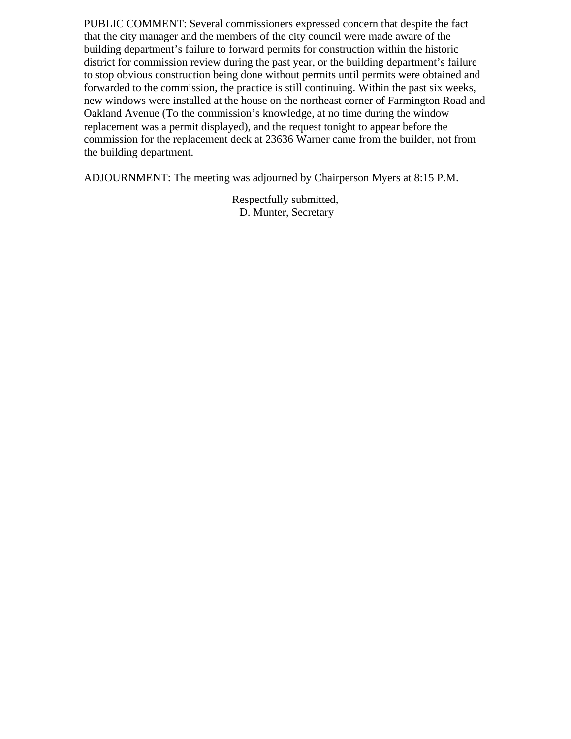<u>PUBLIC COMMENT</u>: Several commissioners expressed concern that despite the fact that the city manager and the members of the city council were made aware of the building department's failure to forward permits for construction within the historic district for commission review during the past year, or the building department's failure to stop obvious construction being done without permits until permits were obtained and forwarded to the commission, the practice is still continuing. Within the past six weeks, new windows were installed at the house on the northeast corner of Farmington Road and Oakland Avenue (To the commission's knowledge, at no time during the window replacement was a permit displayed), and the request tonight to appear before the commission for the replacement deck at 23636 Warner came from the builder, not from the building department.

<u>ADJOURNMENT</u>: The meeting was adjourned by Chairperson Myers at 8:15 P.M.

Respectfully submitted,
D. Munter, Secretary